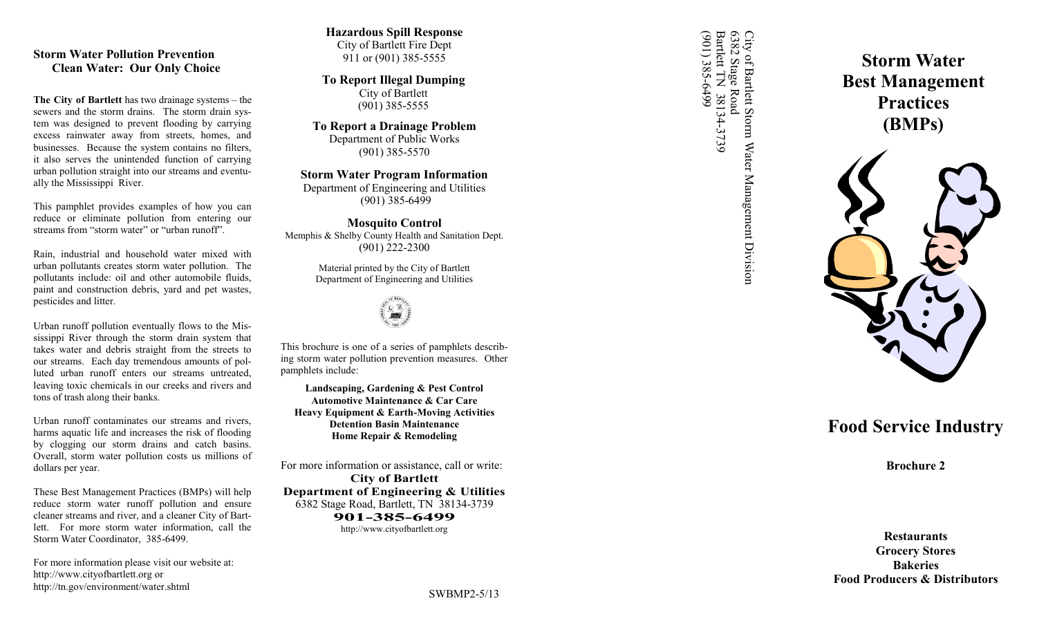## Storm Water Pollution Prevention
## Clean Water: Our Only Choice

**The City of Bartlett** has two drainage systems – the sewers and the storm drains. The storm drain system was designed to prevent flooding by carrying excess rainwater away from streets, homes, and businesses. Because the system contains no filters, it also serves the unintended function of carrying urban pollution straight into our streams and eventually the Mississippi River.

This pamphlet provides examples of how you can reduce or eliminate pollution from entering our streams from "storm water" or "urban runoff".

Rain, industrial and household water mixed with urban pollutants creates storm water pollution. The pollutants include: oil and other automobile fluids, paint and construction debris, yard and pet wastes, pesticides and litter.

Urban runoff pollution eventually flows to the Mississippi River through the storm drain system that takes water and debris straight from the streets to our streams. Each day tremendous amounts of polluted urban runoff enters our streams untreated, leaving toxic chemicals in our creeks and rivers and tons of trash along their banks.

Urban runoff contaminates our streams and rivers, harms aquatic life and increases the risk of flooding by clogging our storm drains and catch basins. Overall, storm water pollution costs us millions of dollars per year.

These Best Management Practices (BMPs) will help reduce storm water runoff pollution and ensure cleaner streams and river, and a cleaner City of Bartlett. For more storm water information, call the Storm Water Coordinator, 385-6499.

For more information please visit our website at:
http://www.cityofbartlett.org or
http://tn.gov/environment/water.shtml

**Hazardous Spill Response**
City of Bartlett Fire Dept
911 or (901) 385-5555

**To Report Illegal Dumping**
City of Bartlett
(901) 385-5555

**To Report a Drainage Problem**
Department of Public Works
(901) 385-5570

**Storm Water Program Information**
Department of Engineering and Utilities
(901) 385-6499

**Mosquito Control**
Memphis & Shelby County Health and Sanitation Dept.
(901) 222-2300

Material printed by the City of Bartlett
Department of Engineering and Utilities

This brochure is one of a series of pamphlets describing storm water pollution prevention measures. Other pamphlets include:

**Landscaping, Gardening & Pest Control**
**Automotive Maintenance & Car Care**
**Heavy Equipment & Earth-Moving Activities**
**Detention Basin Maintenance**
**Home Repair & Remodeling**

For more information or assistance, call or write:
**City of Bartlett**
**Department of Engineering & Utilities**
6382 Stage Road, Bartlett, TN 38134-3739
**901-385-6499**
http://www.cityofbartlett.org

SWBMP2-5/13

City of Bartlett Storm Water Management Division
6382 Stage Road
Bartlett TN 38134-3739
(901) 385-6499

# Storm Water Best Management Practices (BMPs)

# Food Service Industry

**Brochure 2**

**Restaurants**
**Grocery Stores**
**Bakeries**
**Food Producers & Distributors**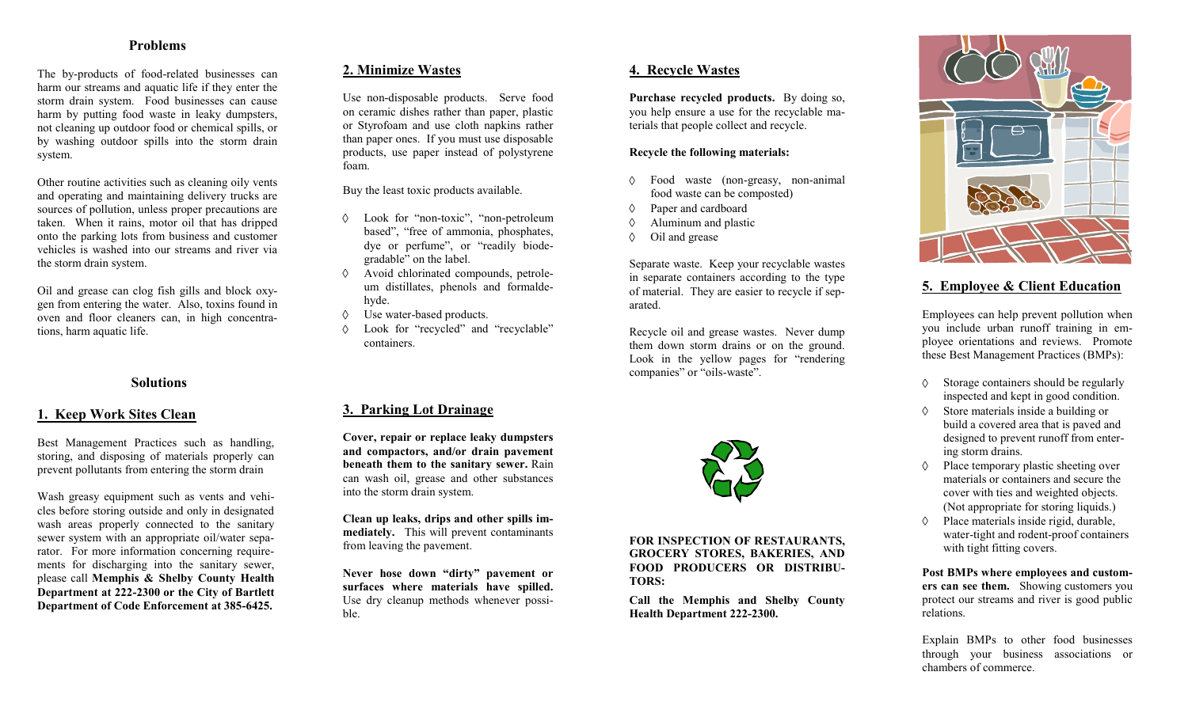## Problems

The by-products of food-related businesses can harm our streams and aquatic life if they enter the storm drain system. Food businesses can cause harm by putting food waste in leaky dumpsters, not cleaning up outdoor food or chemical spills, or by washing outdoor spills into the storm drain system.

Other routine activities such as cleaning oily vents and operating and maintaining delivery trucks are sources of pollution, unless proper precautions are taken. When it rains, motor oil that has dripped onto the parking lots from business and customer vehicles is washed into our streams and river via the storm drain system.

Oil and grease can clog fish gills and block oxygen from entering the water. Also, toxins found in oven and floor cleaners can, in high concentrations, harm aquatic life.

## Solutions

### 1. Keep Work Sites Clean

Best Management Practices such as handling, storing, and disposing of materials properly can prevent pollutants from entering the storm drain

Wash greasy equipment such as vents and vehicles before storing outside and only in designated wash areas properly connected to the sanitary sewer system with an appropriate oil/water separator. For more information concerning requirements for discharging into the sanitary sewer, please call **Memphis & Shelby County Health Department at 222-2300 or the City of Bartlett Department of Code Enforcement at 385-6425.**

### 2. Minimize Wastes

Use non-disposable products. Serve food on ceramic dishes rather than paper, plastic or Styrofoam and use cloth napkins rather than paper ones. If you must use disposable products, use paper instead of polystyrene foam.

Buy the least toxic products available.

- ◊ Look for "non-toxic", "non-petroleum based", "free of ammonia, phosphates, dye or perfume", or "readily biodegradable" on the label.
- ◊ Avoid chlorinated compounds, petroleum distillates, phenols and formaldehyde.
- ◊ Use water-based products.
- ◊ Look for "recycled" and "recyclable" containers.

### 3. Parking Lot Drainage

**Cover, repair or replace leaky dumpsters and compactors, and/or drain pavement beneath them to the sanitary sewer.** Rain can wash oil, grease and other substances into the storm drain system.

**Clean up leaks, drips and other spills immediately.** This will prevent contaminants from leaving the pavement.

**Never hose down "dirty" pavement or surfaces where materials have spilled.** Use dry cleanup methods whenever possible.

### 4. Recycle Wastes

**Purchase recycled products.** By doing so, you help ensure a use for the recyclable materials that people collect and recycle.

**Recycle the following materials:**

- ◊ Food waste (non-greasy, non-animal food waste can be composted)
- ◊ Paper and cardboard
- ◊ Aluminum and plastic
- ◊ Oil and grease

Separate waste. Keep your recyclable wastes in separate containers according to the type of material. They are easier to recycle if separated.

Recycle oil and grease wastes. Never dump them down storm drains or on the ground. Look in the yellow pages for "rendering companies" or "oils-waste".

**FOR INSPECTION OF RESTAURANTS, GROCERY STORES, BAKERIES, AND FOOD PRODUCERS OR DISTRIBUTORS:**

**Call the Memphis and Shelby County Health Department 222-2300.**

### 5. Employee & Client Education

Employees can help prevent pollution when you include urban runoff training in employee orientations and reviews. Promote these Best Management Practices (BMPs):

- ◊ Storage containers should be regularly inspected and kept in good condition.
- ◊ Store materials inside a building or build a covered area that is paved and designed to prevent runoff from entering storm drains.
- ◊ Place temporary plastic sheeting over materials or containers and secure the cover with ties and weighted objects. (Not appropriate for storing liquids.)
- ◊ Place materials inside rigid, durable, water-tight and rodent-proof containers with tight fitting covers.

**Post BMPs where employees and customers can see them.** Showing customers you protect our streams and river is good public relations.

Explain BMPs to other food businesses through your business associations or chambers of commerce.